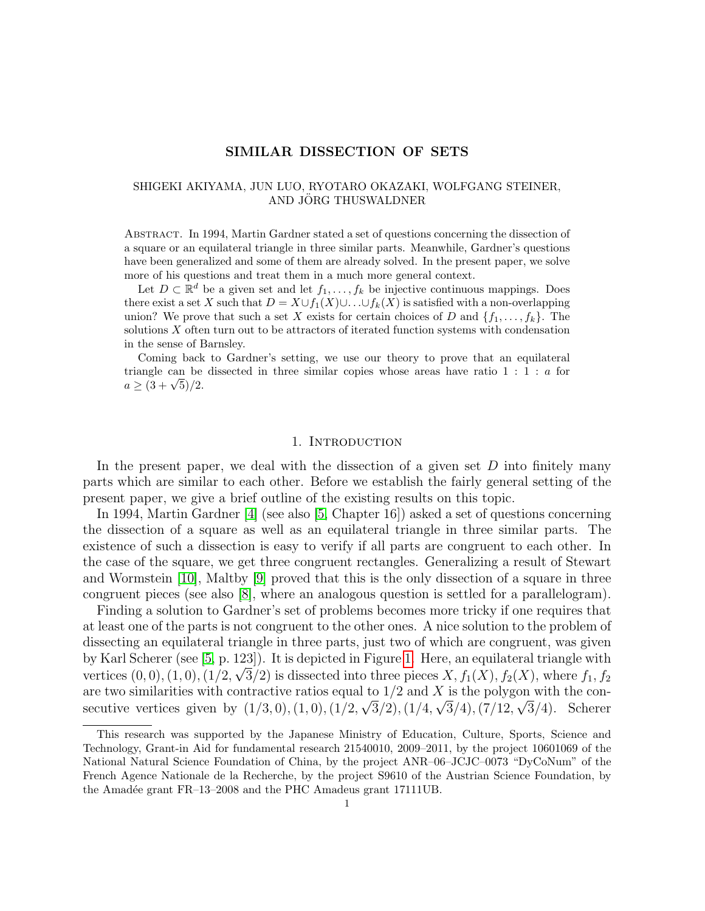# SIMILAR DISSECTION OF SETS

SHIGEKI AKIYAMA, JUN LUO, RYOTARO OKAZAKI, WOLFGANG STEINER, AND JÖRG THUSWALDNER

Abstract. In 1994, Martin Gardner stated a set of questions concerning the dissection of a square or an equilateral triangle in three similar parts. Meanwhile, Gardner's questions have been generalized and some of them are already solved. In the present paper, we solve more of his questions and treat them in a much more general context.

Let $D \subset \mathbb{R}^d$ be a given set and let $f_1, \ldots, f_k$ be injective continuous mappings. Does there exist a set $X$ such that $D = X \cup f_1(X) \cup \ldots \cup f_k(X)$ is satisfied with a non-overlapping union? We prove that such a set $X$ exists for certain choices of $D$ and $\{f_1, \ldots, f_k\}$. The solutions $X$ often turn out to be attractors of iterated function systems with condensation in the sense of Barnsley.

Coming back to Gardner's setting, we use our theory to prove that an equilateral triangle can be dissected in three similar copies whose areas have ratio $1 : 1 : a$ for $a \geq (3+\sqrt{5})/2$.

## 1. Introduction

In the present paper, we deal with the dissection of a given set $D$ into finitely many parts which are similar to each other. Before we establish the fairly general setting of the present paper, we give a brief outline of the existing results on this topic.

In 1994, Martin Gardner [4] (see also [5, Chapter 16]) asked a set of questions concerning the dissection of a square as well as an equilateral triangle in three similar parts. The existence of such a dissection is easy to verify if all parts are congruent to each other. In the case of the square, we get three congruent rectangles. Generalizing a result of Stewart and Wormstein [10], Maltby [9] proved that this is the only dissection of a square in three congruent pieces (see also [8], where an analogous question is settled for a parallelogram).

Finding a solution to Gardner's set of problems becomes more tricky if one requires that at least one of the parts is not congruent to the other ones. A nice solution to the problem of dissecting an equilateral triangle in three parts, just two of which are congruent, was given by Karl Scherer (see [5, p. 123]). It is depicted in Figure 1. Here, an equilateral triangle with vertices $(0,0), (1,0), (1/2, \sqrt{3}/2)$ is dissected into three pieces $X, f_1(X), f_2(X)$, where $f_1, f_2$ are two similarities with contractive ratios equal to $1/2$ and $X$ is the polygon with the consecutive vertices given by $(1/3, 0), (1, 0), (1/2, \sqrt{3}/2), (1/4, \sqrt{3}/4), (7/12, \sqrt{3}/4)$. Scherer

This research was supported by the Japanese Ministry of Education, Culture, Sports, Science and Technology, Grant-in Aid for fundamental research 21540010, 2009–2011, by the project 10601069 of the National Natural Science Foundation of China, by the project ANR–06–JCJC–0073 "DyCoNum" of the French Agence Nationale de la Recherche, by the project S9610 of the Austrian Science Foundation, by the Amadée grant FR–13–2008 and the PHC Amadeus grant 17111UB.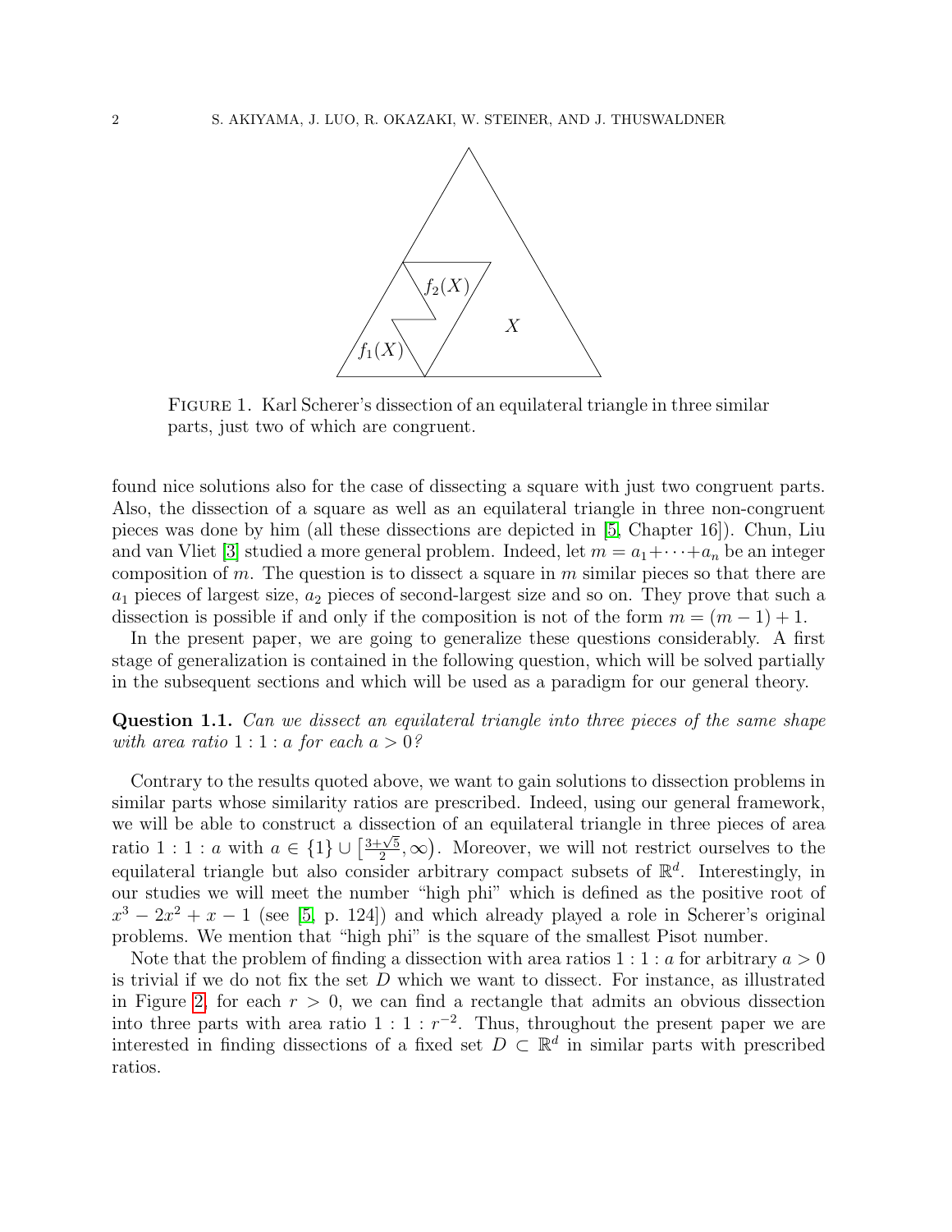FIGURE 1. Karl Scherer's dissection of an equilateral triangle in three similar parts, just two of which are congruent.

found nice solutions also for the case of dissecting a square with just two congruent parts. Also, the dissection of a square as well as an equilateral triangle in three non-congruent pieces was done by him (all these dissections are depicted in [5, Chapter 16]). Chun, Liu and van Vliet [3] studied a more general problem. Indeed, let $m = a_1 + \cdots + a_n$ be an integer composition of $m$. The question is to dissect a square in $m$ similar pieces so that there are $a_1$ pieces of largest size, $a_2$ pieces of second-largest size and so on. They prove that such a dissection is possible if and only if the composition is not of the form $m = (m-1) + 1$.

In the present paper, we are going to generalize these questions considerably. A first stage of generalization is contained in the following question, which will be solved partially in the subsequent sections and which will be used as a paradigm for our general theory.

**Question 1.1.** *Can we dissect an equilateral triangle into three pieces of the same shape with area ratio $1:1:a$ for each $a > 0$?*

Contrary to the results quoted above, we want to gain solutions to dissection problems in similar parts whose similarity ratios are prescribed. Indeed, using our general framework, we will be able to construct a dissection of an equilateral triangle in three pieces of area ratio $1:1:a$ with $a \in \{1\} \cup \big[\frac{3+\sqrt{5}}{2}, \infty\big)$. Moreover, we will not restrict ourselves to the equilateral triangle but also consider arbitrary compact subsets of $\mathbb{R}^d$. Interestingly, in our studies we will meet the number "high phi" which is defined as the positive root of $x^3 - 2x^2 + x - 1$ (see [5, p. 124]) and which already played a role in Scherer's original problems. We mention that "high phi" is the square of the smallest Pisot number.

Note that the problem of finding a dissection with area ratios $1:1:a$ for arbitrary $a > 0$ is trivial if we do not fix the set $D$ which we want to dissect. For instance, as illustrated in Figure 2, for each $r > 0$, we can find a rectangle that admits an obvious dissection into three parts with area ratio $1:1:r^{-2}$. Thus, throughout the present paper we are interested in finding dissections of a fixed set $D \subset \mathbb{R}^d$ in similar parts with prescribed ratios.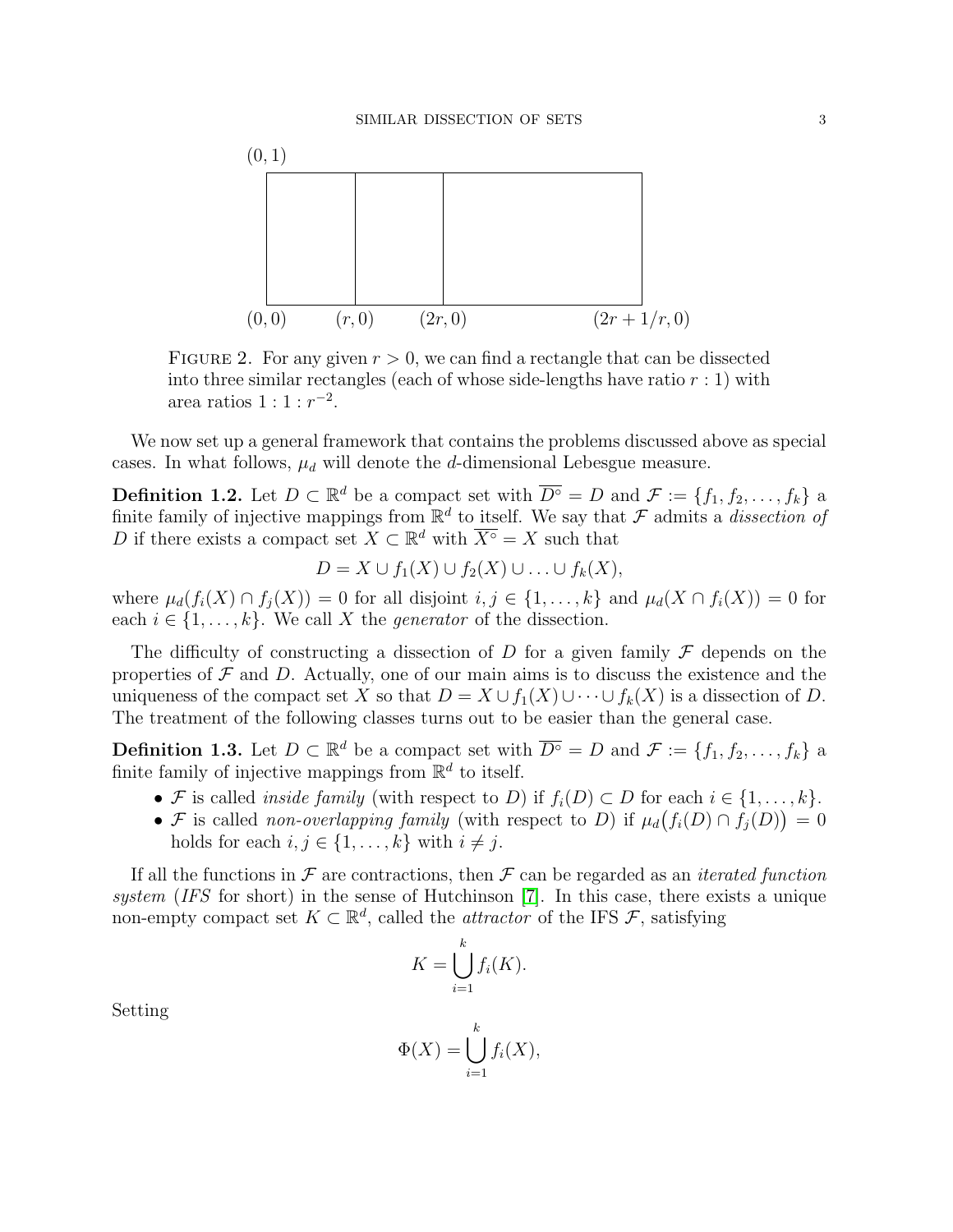FIGURE 2. For any given $r > 0$, we can find a rectangle that can be dissected into three similar rectangles (each of whose side-lengths have ratio $r : 1$) with area ratios $1 : 1 : r^{-2}$.

We now set up a general framework that contains the problems discussed above as special cases. In what follows, $\mu_d$ will denote the $d$-dimensional Lebesgue measure.

**Definition 1.2.** Let $D \subset \mathbb{R}^d$ be a compact set with $\overline{D^\circ} = D$ and $\mathcal{F} := \{f_1, f_2, \dots, f_k\}$ a finite family of injective mappings from $\mathbb{R}^d$ to itself. We say that $\mathcal{F}$ admits a *dissection of* $D$ if there exists a compact set $X \subset \mathbb{R}^d$ with $\overline{X^\circ} = X$ such that

$$D = X \cup f_1(X) \cup f_2(X) \cup \ldots \cup f_k(X),$$

where $\mu_d(f_i(X) \cap f_j(X)) = 0$ for all disjoint $i, j \in \{1, \dots, k\}$ and $\mu_d(X \cap f_i(X)) = 0$ for each $i \in \{1, \dots, k\}$. We call $X$ the *generator* of the dissection.

The difficulty of constructing a dissection of $D$ for a given family $\mathcal{F}$ depends on the properties of $\mathcal{F}$ and $D$. Actually, one of our main aims is to discuss the existence and the uniqueness of the compact set $X$ so that $D = X \cup f_1(X) \cup \cdots \cup f_k(X)$ is a dissection of $D$. The treatment of the following classes turns out to be easier than the general case.

**Definition 1.3.** Let $D \subset \mathbb{R}^d$ be a compact set with $\overline{D^\circ} = D$ and $\mathcal{F} := \{f_1, f_2, \dots, f_k\}$ a finite family of injective mappings from $\mathbb{R}^d$ to itself.

- $\mathcal{F}$ is called *inside family* (with respect to $D$) if $f_i(D) \subset D$ for each $i \in \{1, \dots, k\}$.
- $\mathcal{F}$ is called *non-overlapping family* (with respect to $D$) if $\mu_d\big(f_i(D) \cap f_j(D)\big) = 0$ holds for each $i, j \in \{1, \dots, k\}$ with $i \neq j$.

If all the functions in $\mathcal{F}$ are contractions, then $\mathcal{F}$ can be regarded as an *iterated function system* (*IFS* for short) in the sense of Hutchinson [7]. In this case, there exists a unique non-empty compact set $K \subset \mathbb{R}^d$, called the *attractor* of the IFS $\mathcal{F}$, satisfying

$$K = \bigcup_{i=1}^{k} f_i(K).$$

Setting

$$\Phi(X) = \bigcup_{i=1}^{k} f_i(X),$$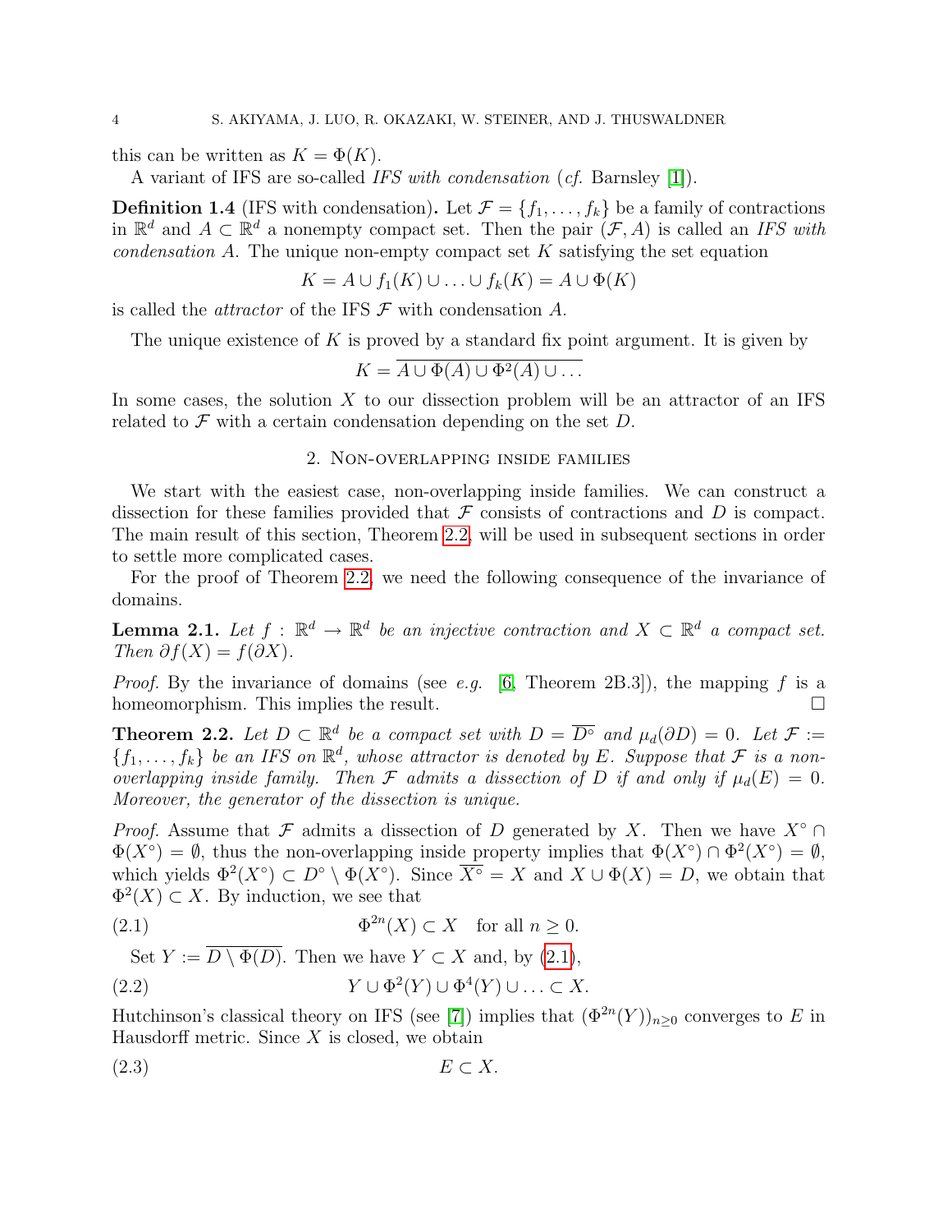this can be written as $K = \Phi(K)$.

A variant of IFS are so-called *IFS with condensation* (*cf.* Barnsley [1]).

**Definition 1.4** (IFS with condensation)**.** Let $\mathcal{F} = \{f_1, \ldots, f_k\}$ be a family of contractions in $\mathbb{R}^d$ and $A \subset \mathbb{R}^d$ a nonempty compact set. Then the pair $(\mathcal{F}, A)$ is called an *IFS with condensation* $A$. The unique non-empty compact set $K$ satisfying the set equation

$$K = A \cup f_1(K) \cup \ldots \cup f_k(K) = A \cup \Phi(K)$$

is called the *attractor* of the IFS $\mathcal{F}$ with condensation $A$.

The unique existence of $K$ is proved by a standard fix point argument. It is given by

$$K = \overline{A \cup \Phi(A) \cup \Phi^2(A) \cup \ldots}$$

In some cases, the solution $X$ to our dissection problem will be an attractor of an IFS related to $\mathcal{F}$ with a certain condensation depending on the set $D$.

## 2. Non-overlapping inside families

We start with the easiest case, non-overlapping inside families. We can construct a dissection for these families provided that $\mathcal{F}$ consists of contractions and $D$ is compact. The main result of this section, Theorem 2.2, will be used in subsequent sections in order to settle more complicated cases.

For the proof of Theorem 2.2, we need the following consequence of the invariance of domains.

**Lemma 2.1.** *Let $f : \mathbb{R}^d \to \mathbb{R}^d$ be an injective contraction and $X \subset \mathbb{R}^d$ a compact set. Then $\partial f(X) = f(\partial X)$.*

*Proof.* By the invariance of domains (see *e.g.* [6, Theorem 2B.3]), the mapping $f$ is a homeomorphism. This implies the result. $\square$

**Theorem 2.2.** *Let $D \subset \mathbb{R}^d$ be a compact set with $D = \overline{D^\circ}$ and $\mu_d(\partial D) = 0$. Let $\mathcal{F} := \{f_1, \ldots, f_k\}$ be an IFS on $\mathbb{R}^d$, whose attractor is denoted by $E$. Suppose that $\mathcal{F}$ is a non-overlapping inside family. Then $\mathcal{F}$ admits a dissection of $D$ if and only if $\mu_d(E) = 0$. Moreover, the generator of the dissection is unique.*

*Proof.* Assume that $\mathcal{F}$ admits a dissection of $D$ generated by $X$. Then we have $X^\circ \cap \Phi(X^\circ) = \emptyset$, thus the non-overlapping inside property implies that $\Phi(X^\circ) \cap \Phi^2(X^\circ) = \emptyset$, which yields $\Phi^2(X^\circ) \subset D^\circ \setminus \Phi(X^\circ)$. Since $\overline{X^\circ} = X$ and $X \cup \Phi(X) = D$, we obtain that $\Phi^2(X) \subset X$. By induction, we see that

$$\Phi^{2n}(X) \subset X \quad \text{for all } n \geq 0. \tag{2.1}$$

Set $Y := \overline{D \setminus \Phi(D)}$. Then we have $Y \subset X$ and, by (2.1),

$$Y \cup \Phi^2(Y) \cup \Phi^4(Y) \cup \ldots \subset X. \tag{2.2}$$

Hutchinson's classical theory on IFS (see [7]) implies that $(\Phi^{2n}(Y))_{n \geq 0}$ converges to $E$ in Hausdorff metric. Since $X$ is closed, we obtain

$$E \subset X. \tag{2.3}$$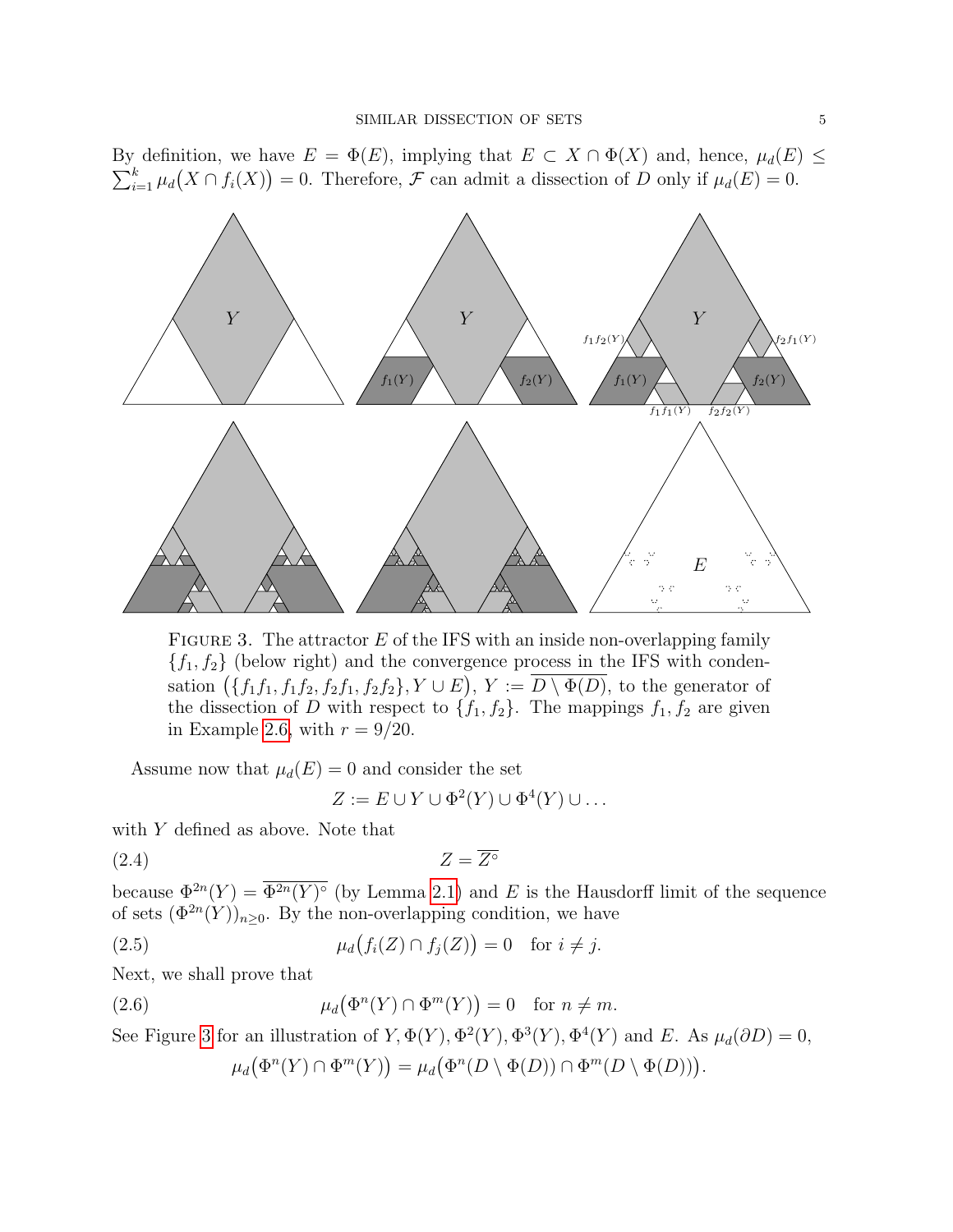By definition, we have $E = \Phi(E)$, implying that $E \subset X \cap \Phi(X)$ and, hence, $\mu_d(E) \leq \sum_{i=1}^{k} \mu_d\big(X \cap f_i(X)\big) = 0$. Therefore, $\mathcal{F}$ can admit a dissection of $D$ only if $\mu_d(E) = 0$.

FIGURE 3. The attractor $E$ of the IFS with an inside non-overlapping family $\{f_1, f_2\}$ (below right) and the convergence process in the IFS with condensation $\big(\{f_1f_1, f_1f_2, f_2f_1, f_2f_2\}, Y \cup E\big)$, $Y := \overline{D \setminus \Phi(D)}$, to the generator of the dissection of $D$ with respect to $\{f_1, f_2\}$. The mappings $f_1, f_2$ are given in Example 2.6, with $r = 9/20$.

Assume now that $\mu_d(E) = 0$ and consider the set

$$Z := E \cup Y \cup \Phi^2(Y) \cup \Phi^4(Y) \cup \dots$$

with $Y$ defined as above. Note that

$$Z = \overline{Z^\circ} \tag{2.4}$$

because $\Phi^{2n}(Y) = \overline{\Phi^{2n}(Y)^\circ}$ (by Lemma 2.1) and $E$ is the Hausdorff limit of the sequence of sets $(\Phi^{2n}(Y))_{n\geq 0}$. By the non-overlapping condition, we have

$$\mu_d\big(f_i(Z) \cap f_j(Z)\big) = 0 \quad \text{for } i \neq j. \tag{2.5}$$

Next, we shall prove that

$$\mu_d\big(\Phi^n(Y) \cap \Phi^m(Y)\big) = 0 \quad \text{for } n \neq m. \tag{2.6}$$

See Figure 3 for an illustration of $Y, \Phi(Y), \Phi^2(Y), \Phi^3(Y), \Phi^4(Y)$ and $E$. As $\mu_d(\partial D) = 0$,

$$\mu_d\big(\Phi^n(Y) \cap \Phi^m(Y)\big) = \mu_d\big(\Phi^n(D \setminus \Phi(D)) \cap \Phi^m(D \setminus \Phi(D))\big).$$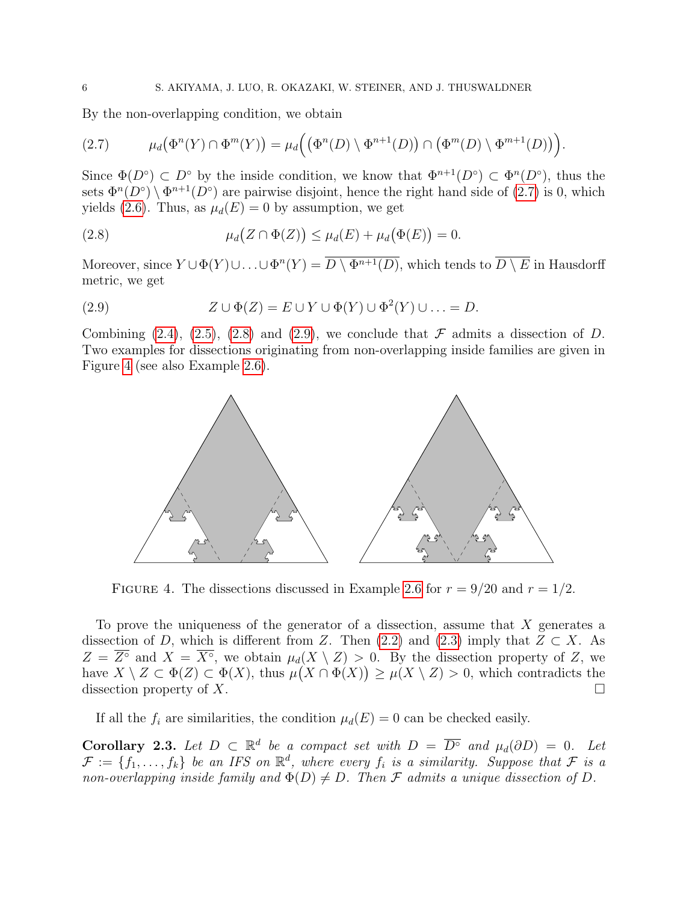By the non-overlapping condition, we obtain

$$\mu_d\big(\Phi^n(Y) \cap \Phi^m(Y)\big) = \mu_d\Big(\big(\Phi^n(D) \setminus \Phi^{n+1}(D)\big) \cap \big(\Phi^m(D) \setminus \Phi^{m+1}(D)\big)\Big). \tag{2.7}$$

Since $\Phi(D^\circ) \subset D^\circ$ by the inside condition, we know that $\Phi^{n+1}(D^\circ) \subset \Phi^n(D^\circ)$, thus the sets $\Phi^n(D^\circ) \setminus \Phi^{n+1}(D^\circ)$ are pairwise disjoint, hence the right hand side of (2.7) is 0, which yields (2.6). Thus, as $\mu_d(E) = 0$ by assumption, we get

$$\mu_d\big(Z \cap \Phi(Z)\big) \leq \mu_d(E) + \mu_d\big(\Phi(E)\big) = 0. \tag{2.8}$$

Moreover, since $Y \cup \Phi(Y) \cup \ldots \cup \Phi^n(Y) = \overline{D \setminus \Phi^{n+1}(D)}$, which tends to $\overline{D \setminus E}$ in Hausdorff metric, we get

$$Z \cup \Phi(Z) = E \cup Y \cup \Phi(Y) \cup \Phi^2(Y) \cup \ldots = D. \tag{2.9}$$

Combining (2.4), (2.5), (2.8) and (2.9), we conclude that $\mathcal{F}$ admits a dissection of $D$. Two examples for dissections originating from non-overlapping inside families are given in Figure 4 (see also Example 2.6).

FIGURE 4. The dissections discussed in Example 2.6 for $r = 9/20$ and $r = 1/2$.

To prove the uniqueness of the generator of a dissection, assume that $X$ generates a dissection of $D$, which is different from $Z$. Then (2.2) and (2.3) imply that $Z \subset X$. As $Z = \overline{Z^\circ}$ and $X = \overline{X^\circ}$, we obtain $\mu_d(X \setminus Z) > 0$. By the dissection property of $Z$, we have $X \setminus Z \subset \Phi(Z) \subset \Phi(X)$, thus $\mu\big(X \cap \Phi(X)\big) \geq \mu(X \setminus Z) > 0$, which contradicts the dissection property of $X$. $\square$

If all the $f_i$ are similarities, the condition $\mu_d(E) = 0$ can be checked easily.

**Corollary 2.3.** *Let $D \subset \mathbb{R}^d$ be a compact set with $D = \overline{D^\circ}$ and $\mu_d(\partial D) = 0$. Let $\mathcal{F} := \{f_1, \ldots, f_k\}$ be an IFS on $\mathbb{R}^d$, where every $f_i$ is a similarity. Suppose that $\mathcal{F}$ is a non-overlapping inside family and $\Phi(D) \neq D$. Then $\mathcal{F}$ admits a unique dissection of $D$.*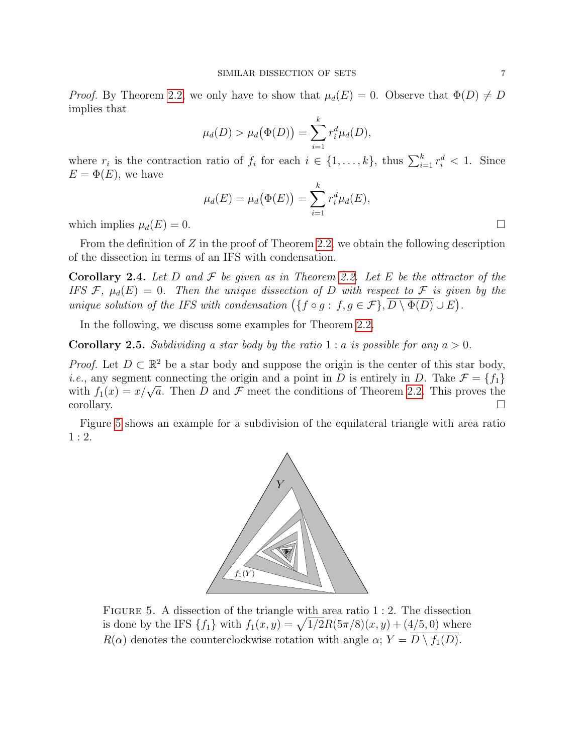*Proof.* By Theorem 2.2, we only have to show that $\mu_d(E) = 0$. Observe that $\Phi(D) \neq D$ implies that

$$\mu_d(D) > \mu_d\big(\Phi(D)\big) = \sum_{i=1}^{k} r_i^d \mu_d(D),$$

where $r_i$ is the contraction ratio of $f_i$ for each $i \in \{1, \dots, k\}$, thus $\sum_{i=1}^{k} r_i^d < 1$. Since $E = \Phi(E)$, we have

$$\mu_d(E) = \mu_d\big(\Phi(E)\big) = \sum_{i=1}^{k} r_i^d \mu_d(E),$$

which implies $\mu_d(E) = 0$. □

From the definition of $Z$ in the proof of Theorem 2.2, we obtain the following description of the dissection in terms of an IFS with condensation.

**Corollary 2.4.** *Let $D$ and $\mathcal{F}$ be given as in Theorem 2.2. Let $E$ be the attractor of the IFS $\mathcal{F}$, $\mu_d(E) = 0$. Then the unique dissection of $D$ with respect to $\mathcal{F}$ is given by the unique solution of the IFS with condensation $\big(\{f \circ g :\ f, g \in \mathcal{F}\}, \overline{D \setminus \Phi(D)} \cup E\big)$.*

In the following, we discuss some examples for Theorem 2.2.

**Corollary 2.5.** *Subdividing a star body by the ratio $1 : a$ is possible for any $a > 0$.*

*Proof.* Let $D \subset \mathbb{R}^2$ be a star body and suppose the origin is the center of this star body, *i.e.*, any segment connecting the origin and a point in $D$ is entirely in $D$. Take $\mathcal{F} = \{f_1\}$ with $f_1(x) = x/\sqrt{a}$. Then $D$ and $\mathcal{F}$ meet the conditions of Theorem 2.2. This proves the corollary. □

Figure 5 shows an example for a subdivision of the equilateral triangle with area ratio $1 : 2$.

Figure 5. A dissection of the triangle with area ratio $1 : 2$. The dissection is done by the IFS $\{f_1\}$ with $f_1(x, y) = \sqrt{1/2}R(5\pi/8)(x, y) + (4/5, 0)$ where $R(\alpha)$ denotes the counterclockwise rotation with angle $\alpha$; $Y = \overline{D \setminus f_1(D)}$.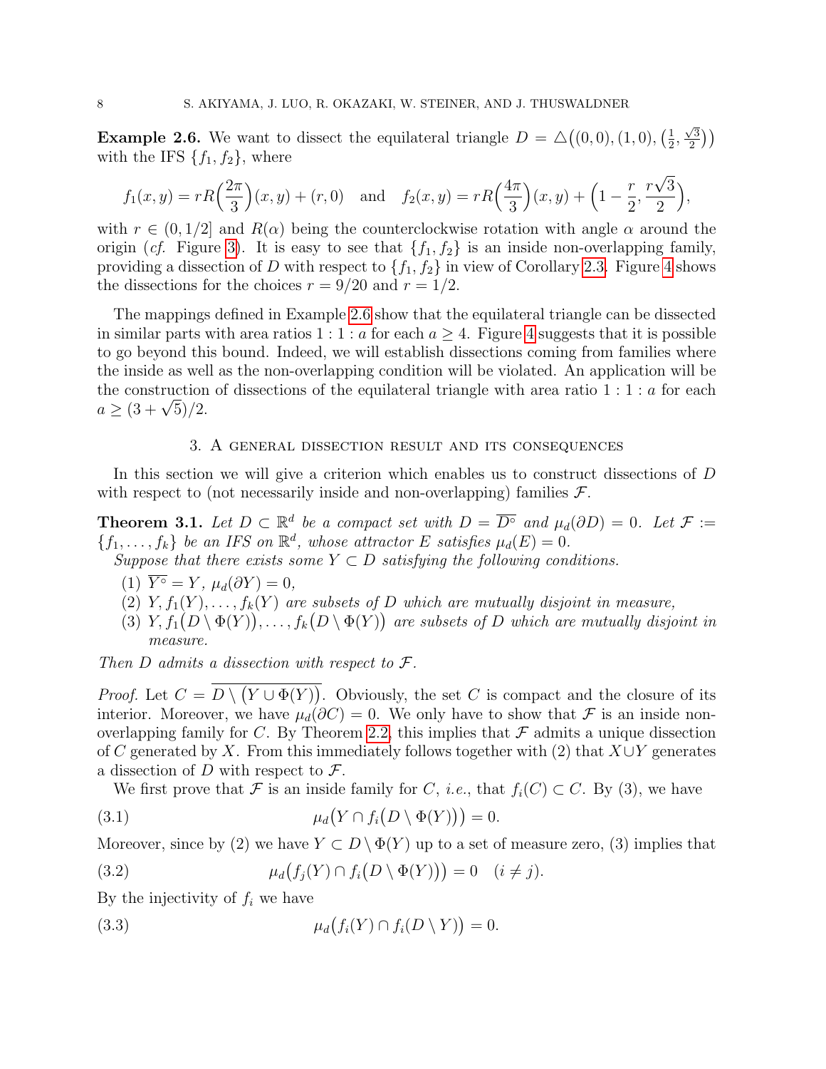**Example 2.6.** We want to dissect the equilateral triangle $D = \triangle\big((0,0),(1,0),(\frac{1}{2},\frac{\sqrt{3}}{2})\big)$ with the IFS $\{f_1, f_2\}$, where

$$f_1(x,y) = rR\Big(\frac{2\pi}{3}\Big)(x,y) + (r,0) \quad \text{and} \quad f_2(x,y) = rR\Big(\frac{4\pi}{3}\Big)(x,y) + \Big(1-\frac{r}{2}, \frac{r\sqrt{3}}{2}\Big),$$

with $r \in (0, 1/2]$ and $R(\alpha)$ being the counterclockwise rotation with angle $\alpha$ around the origin (*cf.* Figure 3). It is easy to see that $\{f_1, f_2\}$ is an inside non-overlapping family, providing a dissection of $D$ with respect to $\{f_1, f_2\}$ in view of Corollary 2.3. Figure 4 shows the dissections for the choices $r = 9/20$ and $r = 1/2$.

The mappings defined in Example 2.6 show that the equilateral triangle can be dissected in similar parts with area ratios $1:1:a$ for each $a \geq 4$. Figure 4 suggests that it is possible to go beyond this bound. Indeed, we will establish dissections coming from families where the inside as well as the non-overlapping condition will be violated. An application will be the construction of dissections of the equilateral triangle with area ratio $1:1:a$ for each $a \geq (3+\sqrt{5})/2$.

## 3. A general dissection result and its consequences

In this section we will give a criterion which enables us to construct dissections of $D$ with respect to (not necessarily inside and non-overlapping) families $\mathcal{F}$.

**Theorem 3.1.** *Let $D \subset \mathbb{R}^d$ be a compact set with $D = \overline{D^\circ}$ and $\mu_d(\partial D) = 0$. Let $\mathcal{F} := \{f_1, \ldots, f_k\}$ be an IFS on $\mathbb{R}^d$, whose attractor $E$ satisfies $\mu_d(E) = 0$.*

*Suppose that there exists some $Y \subset D$ satisfying the following conditions.*

1. *$\overline{Y^\circ} = Y$, $\mu_d(\partial Y) = 0$,*
2. *$Y, f_1(Y), \ldots, f_k(Y)$ are subsets of $D$ which are mutually disjoint in measure,*
3. *$Y, f_1\big(D \setminus \Phi(Y)\big), \ldots, f_k\big(D \setminus \Phi(Y)\big)$ are subsets of $D$ which are mutually disjoint in measure.*

*Then $D$ admits a dissection with respect to $\mathcal{F}$.*

*Proof.* Let $C = \overline{D \setminus \big(Y \cup \Phi(Y)\big)}$. Obviously, the set $C$ is compact and the closure of its interior. Moreover, we have $\mu_d(\partial C) = 0$. We only have to show that $\mathcal{F}$ is an inside non-overlapping family for $C$. By Theorem 2.2, this implies that $\mathcal{F}$ admits a unique dissection of $C$ generated by $X$. From this immediately follows together with (2) that $X \cup Y$ generates a dissection of $D$ with respect to $\mathcal{F}$.

We first prove that $\mathcal{F}$ is an inside family for $C$, *i.e.*, that $f_i(C) \subset C$. By (3), we have

$$\mu_d\big(Y \cap f_i\big(D \setminus \Phi(Y)\big)\big) = 0. \tag{3.1}$$

Moreover, since by (2) we have $Y \subset D \setminus \Phi(Y)$ up to a set of measure zero, (3) implies that

$$\mu_d\big(f_j(Y) \cap f_i\big(D \setminus \Phi(Y)\big)\big) = 0 \quad (i \neq j). \tag{3.2}$$

By the injectivity of $f_i$ we have

$$\mu_d\big(f_i(Y) \cap f_i(D \setminus Y)\big) = 0. \tag{3.3}$$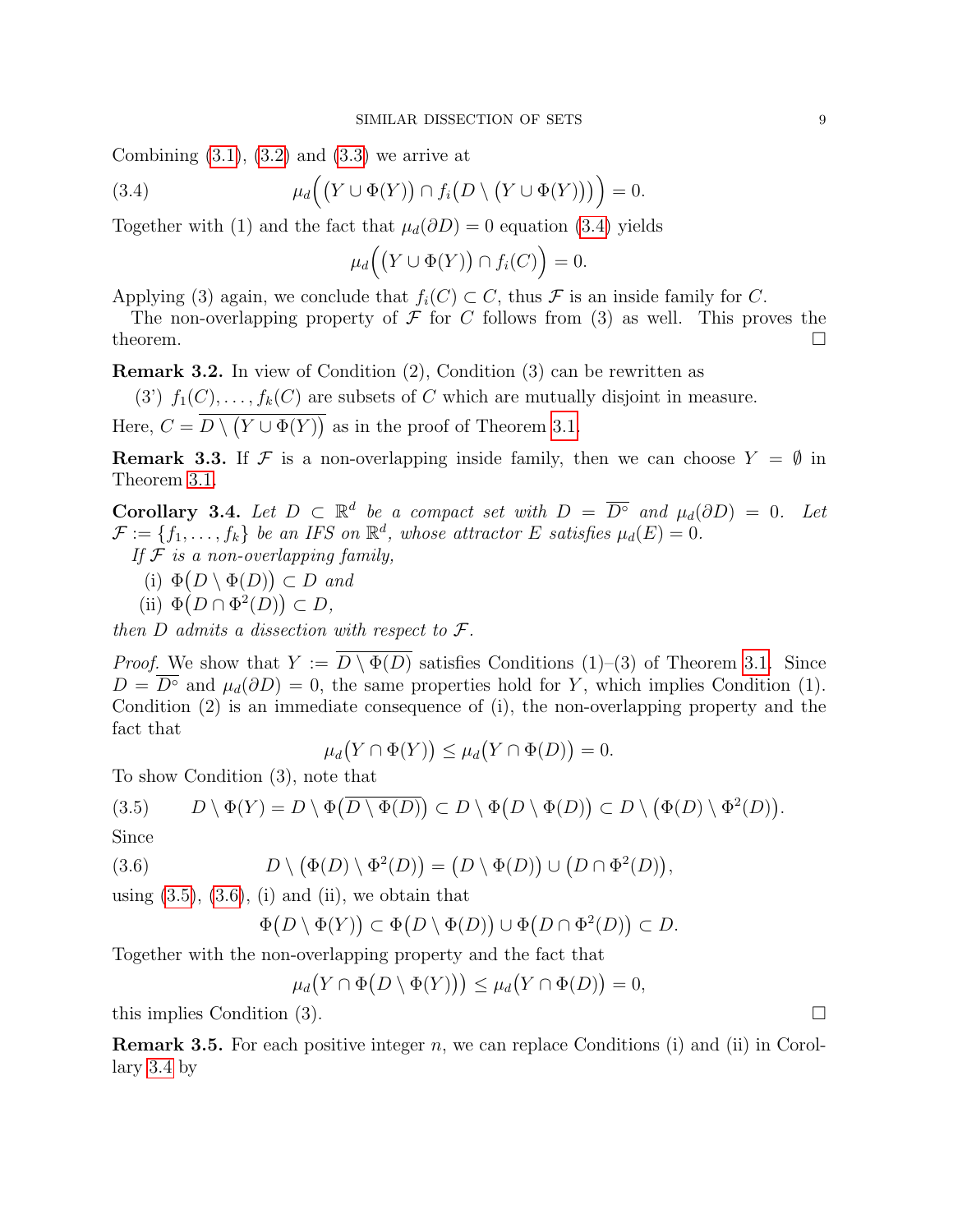Combining (3.1), (3.2) and (3.3) we arrive at

$$\mu_d\Big(\big(Y \cup \Phi(Y)\big) \cap f_i\big(D \setminus \big(Y \cup \Phi(Y)\big)\big)\Big) = 0. \tag{3.4}$$

Together with (1) and the fact that $\mu_d(\partial D) = 0$ equation (3.4) yields

$$\mu_d\Big(\big(Y \cup \Phi(Y)\big) \cap f_i(C)\Big) = 0.$$

Applying (3) again, we conclude that $f_i(C) \subset C$, thus $\mathcal{F}$ is an inside family for $C$.

The non-overlapping property of $\mathcal{F}$ for $C$ follows from (3) as well. This proves the theorem. □

**Remark 3.2.** In view of Condition (2), Condition (3) can be rewritten as

(3') $f_1(C), \ldots, f_k(C)$ are subsets of $C$ which are mutually disjoint in measure.

Here, $C = \overline{D \setminus \big(Y \cup \Phi(Y)\big)}$ as in the proof of Theorem 3.1.

**Remark 3.3.** If $\mathcal{F}$ is a non-overlapping inside family, then we can choose $Y = \emptyset$ in Theorem 3.1.

**Corollary 3.4.** *Let $D \subset \mathbb{R}^d$ be a compact set with $D = \overline{D^\circ}$ and $\mu_d(\partial D) = 0$. Let $\mathcal{F} := \{f_1, \ldots, f_k\}$ be an IFS on $\mathbb{R}^d$, whose attractor $E$ satisfies $\mu_d(E) = 0$.*

*If $\mathcal{F}$ is a non-overlapping family,*

(i) $\Phi\big(D \setminus \Phi(D)\big) \subset D$ *and*

(ii) $\Phi\big(D \cap \Phi^2(D)\big) \subset D$,

*then $D$ admits a dissection with respect to $\mathcal{F}$.*

*Proof.* We show that $Y := \overline{D \setminus \Phi(D)}$ satisfies Conditions (1)–(3) of Theorem 3.1. Since $D = \overline{D^\circ}$ and $\mu_d(\partial D) = 0$, the same properties hold for $Y$, which implies Condition (1). Condition (2) is an immediate consequence of (i), the non-overlapping property and the fact that

$$\mu_d\big(Y \cap \Phi(Y)\big) \le \mu_d\big(Y \cap \Phi(D)\big) = 0.$$

To show Condition (3), note that

$$D \setminus \Phi(Y) = D \setminus \Phi\big(\overline{D \setminus \Phi(D)}\big) \subset D \setminus \Phi\big(D \setminus \Phi(D)\big) \subset D \setminus \big(\Phi(D) \setminus \Phi^2(D)\big). \tag{3.5}$$

Since

$$D \setminus \big(\Phi(D) \setminus \Phi^2(D)\big) = \big(D \setminus \Phi(D)\big) \cup \big(D \cap \Phi^2(D)\big), \tag{3.6}$$

using (3.5), (3.6), (i) and (ii), we obtain that

$$\Phi\big(D \setminus \Phi(Y)\big) \subset \Phi\big(D \setminus \Phi(D)\big) \cup \Phi\big(D \cap \Phi^2(D)\big) \subset D.$$

Together with the non-overlapping property and the fact that

$$\mu_d\big(Y \cap \Phi\big(D \setminus \Phi(Y)\big)\big) \le \mu_d\big(Y \cap \Phi(D)\big) = 0,$$

this implies Condition (3). □

**Remark 3.5.** For each positive integer $n$, we can replace Conditions (i) and (ii) in Corollary 3.4 by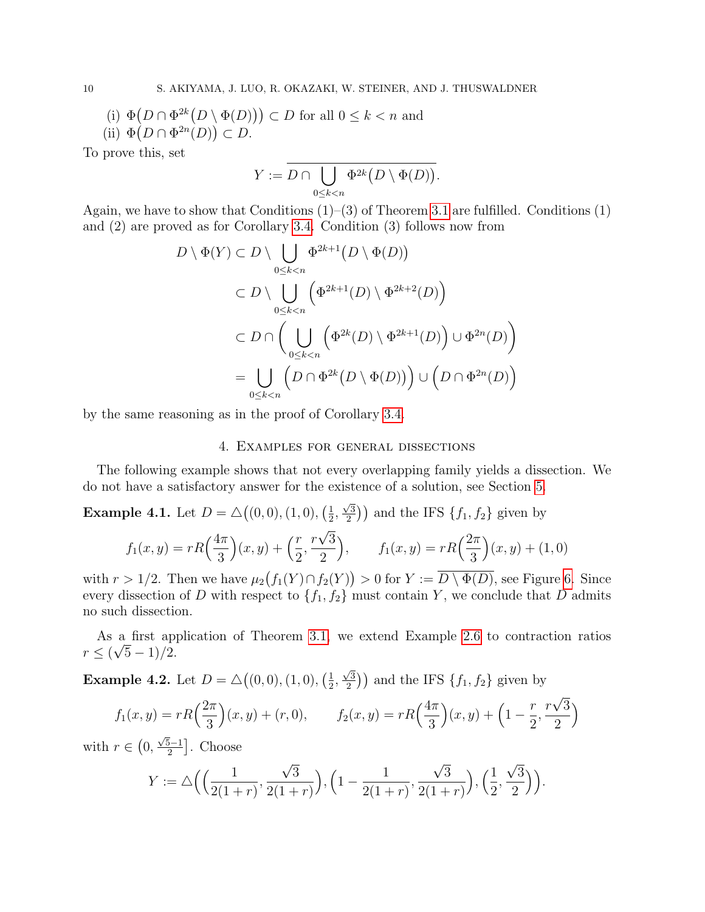(i) $\Phi\big(D \cap \Phi^{2k}\big(D \setminus \Phi(D)\big)\big) \subset D$ for all $0 \le k < n$ and
(ii) $\Phi\big(D \cap \Phi^{2n}(D)\big) \subset D$.

To prove this, set

$$Y := \overline{D \cap \bigcup_{0 \le k < n} \Phi^{2k}\big(D \setminus \Phi(D)\big)}.$$

Again, we have to show that Conditions (1)–(3) of Theorem 3.1 are fulfilled. Conditions (1) and (2) are proved as for Corollary 3.4. Condition (3) follows now from

$$\begin{aligned}
D \setminus \Phi(Y) &\subset D \setminus \bigcup_{0 \le k < n} \Phi^{2k+1}\big(D \setminus \Phi(D)\big) \\
&\subset D \setminus \bigcup_{0 \le k < n} \Big(\Phi^{2k+1}(D) \setminus \Phi^{2k+2}(D)\Big) \\
&\subset D \cap \bigg( \bigcup_{0 \le k < n} \Big(\Phi^{2k}(D) \setminus \Phi^{2k+1}(D)\Big) \cup \Phi^{2n}(D)\bigg) \\
&= \bigcup_{0 \le k < n} \Big(D \cap \Phi^{2k}\big(D \setminus \Phi(D)\big)\Big) \cup \Big(D \cap \Phi^{2n}(D)\Big)
\end{aligned}$$

by the same reasoning as in the proof of Corollary 3.4.

## 4. Examples for general dissections

The following example shows that not every overlapping family yields a dissection. We do not have a satisfactory answer for the existence of a solution, see Section 5.

**Example 4.1.** Let $D = \triangle\big((0,0),(1,0),\big(\frac{1}{2},\frac{\sqrt{3}}{2}\big)\big)$ and the IFS $\{f_1, f_2\}$ given by

$$f_1(x,y) = rR\Big(\frac{4\pi}{3}\Big)(x,y) + \Big(\frac{r}{2}, \frac{r\sqrt{3}}{2}\Big), \qquad f_1(x,y) = rR\Big(\frac{2\pi}{3}\Big)(x,y) + (1,0)$$

with $r > 1/2$. Then we have $\mu_2\big(f_1(Y) \cap f_2(Y)\big) > 0$ for $Y := \overline{D \setminus \Phi(D)}$, see Figure 6. Since every dissection of $D$ with respect to $\{f_1, f_2\}$ must contain $Y$, we conclude that $D$ admits no such dissection.

As a first application of Theorem 3.1, we extend Example 2.6 to contraction ratios $r \le (\sqrt{5}-1)/2$.

**Example 4.2.** Let $D = \triangle\big((0,0),(1,0),\big(\frac{1}{2},\frac{\sqrt{3}}{2}\big)\big)$ and the IFS $\{f_1, f_2\}$ given by

$$f_1(x,y) = rR\Big(\frac{2\pi}{3}\Big)(x,y) + (r,0), \qquad f_2(x,y) = rR\Big(\frac{4\pi}{3}\Big)(x,y) + \Big(1 - \frac{r}{2}, \frac{r\sqrt{3}}{2}\Big)$$

with $r \in \big(0, \frac{\sqrt{5}-1}{2}\big]$. Choose

$$Y := \triangle\Big(\Big(\frac{1}{2(1+r)}, \frac{\sqrt{3}}{2(1+r)}\Big), \Big(1 - \frac{1}{2(1+r)}, \frac{\sqrt{3}}{2(1+r)}\Big), \Big(\frac{1}{2}, \frac{\sqrt{3}}{2}\Big)\Big).$$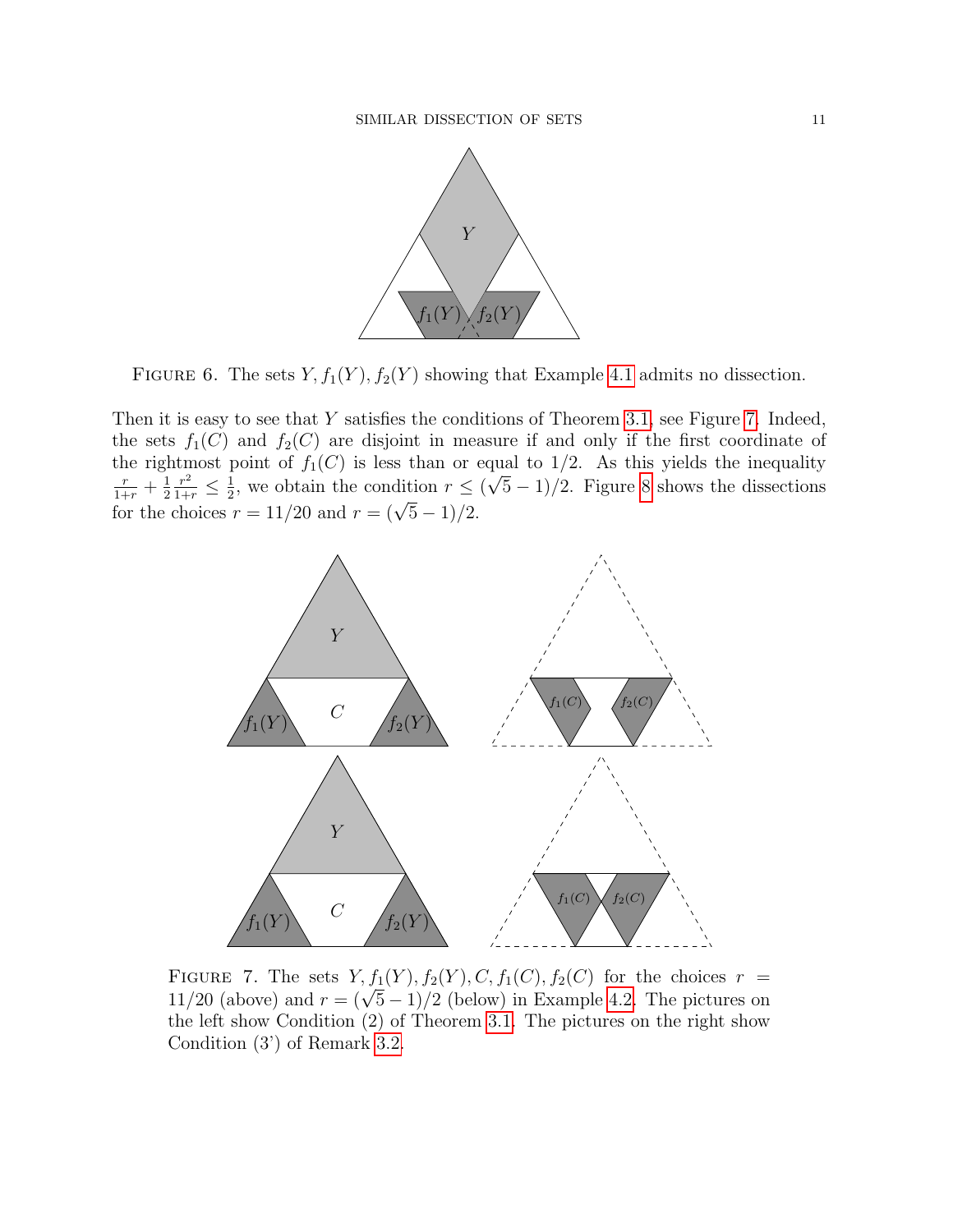FIGURE 6. The sets $Y, f_1(Y), f_2(Y)$ showing that Example 4.1 admits no dissection.

Then it is easy to see that $Y$ satisfies the conditions of Theorem 3.1, see Figure 7. Indeed, the sets $f_1(C)$ and $f_2(C)$ are disjoint in measure if and only if the first coordinate of the rightmost point of $f_1(C)$ is less than or equal to $1/2$. As this yields the inequality $\frac{r}{1+r} + \frac{1}{2}\frac{r^2}{1+r} \leq \frac{1}{2}$, we obtain the condition $r \leq (\sqrt{5}-1)/2$. Figure 8 shows the dissections for the choices $r = 11/20$ and $r = (\sqrt{5}-1)/2$.

FIGURE 7. The sets $Y, f_1(Y), f_2(Y), C, f_1(C), f_2(C)$ for the choices $r = 11/20$ (above) and $r = (\sqrt{5}-1)/2$ (below) in Example 4.2. The pictures on the left show Condition (2) of Theorem 3.1. The pictures on the right show Condition (3') of Remark 3.2.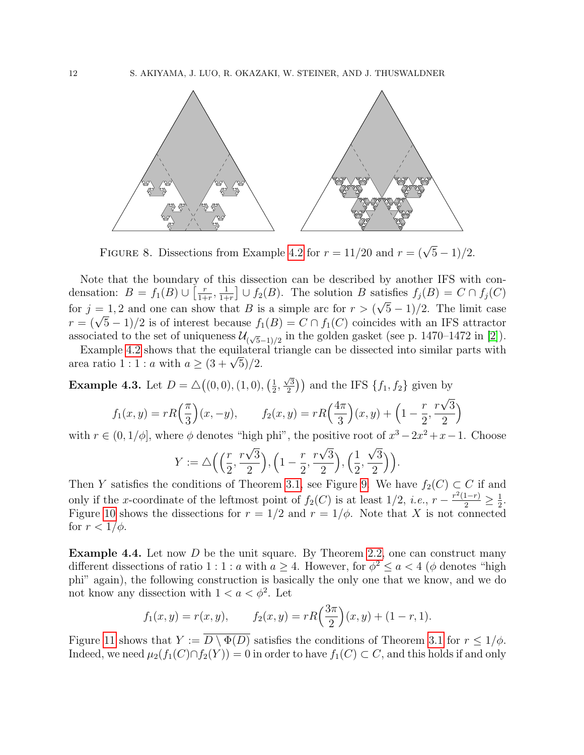FIGURE 8. Dissections from Example 4.2 for $r = 11/20$ and $r = (\sqrt{5}-1)/2$.

Note that the boundary of this dissection can be described by another IFS with condensation: $B = f_1(B) \cup \left[\frac{r}{1+r}, \frac{1}{1+r}\right] \cup f_2(B)$. The solution $B$ satisfies $f_j(B) = C \cap f_j(C)$ for $j = 1, 2$ and one can show that $B$ is a simple arc for $r > (\sqrt{5}-1)/2$. The limit case $r = (\sqrt{5}-1)/2$ is of interest because $f_1(B) = C \cap f_1(C)$ coincides with an IFS attractor associated to the set of uniqueness $\mathcal{U}_{(\sqrt{5}-1)/2}$ in the golden gasket (see p. 1470–1472 in [2]).

Example 4.2 shows that the equilateral triangle can be dissected into similar parts with area ratio $1 : 1 : a$ with $a \geq (3+\sqrt{5})/2$.

**Example 4.3.** Let $D = \triangle\big((0,0), (1,0), \big(\frac{1}{2}, \frac{\sqrt{3}}{2}\big)\big)$ and the IFS $\{f_1, f_2\}$ given by

$$f_1(x,y) = rR\Big(\frac{\pi}{3}\Big)(x,-y), \qquad f_2(x,y) = rR\Big(\frac{4\pi}{3}\Big)(x,y) + \Big(1 - \frac{r}{2}, \frac{r\sqrt{3}}{2}\Big)$$

with $r \in (0, 1/\phi]$, where $\phi$ denotes "high phi", the positive root of $x^3 - 2x^2 + x - 1$. Choose

$$Y := \triangle\Big(\Big(\frac{r}{2}, \frac{r\sqrt{3}}{2}\Big), \Big(1 - \frac{r}{2}, \frac{r\sqrt{3}}{2}\Big), \Big(\frac{1}{2}, \frac{\sqrt{3}}{2}\Big)\Big).$$

Then $Y$ satisfies the conditions of Theorem 3.1, see Figure 9. We have $f_2(C) \subset C$ if and only if the $x$-coordinate of the leftmost point of $f_2(C)$ is at least $1/2$, *i.e.*, $r - \frac{r^2(1-r)}{2} \geq \frac{1}{2}$. Figure 10 shows the dissections for $r = 1/2$ and $r = 1/\phi$. Note that $X$ is not connected for $r < 1/\phi$.

**Example 4.4.** Let now $D$ be the unit square. By Theorem 2.2, one can construct many different dissections of ratio $1 : 1 : a$ with $a \geq 4$. However, for $\phi^2 \leq a < 4$ ($\phi$ denotes "high phi" again), the following construction is basically the only one that we know, and we do not know any dissection with $1 < a < \phi^2$. Let

$$f_1(x,y) = r(x,y), \qquad f_2(x,y) = rR\Big(\frac{3\pi}{2}\Big)(x,y) + (1-r, 1).$$

Figure 11 shows that $Y := \overline{D \setminus \Phi(D)}$ satisfies the conditions of Theorem 3.1 for $r \leq 1/\phi$. Indeed, we need $\mu_2(f_1(C) \cap f_2(Y)) = 0$ in order to have $f_1(C) \subset C$, and this holds if and only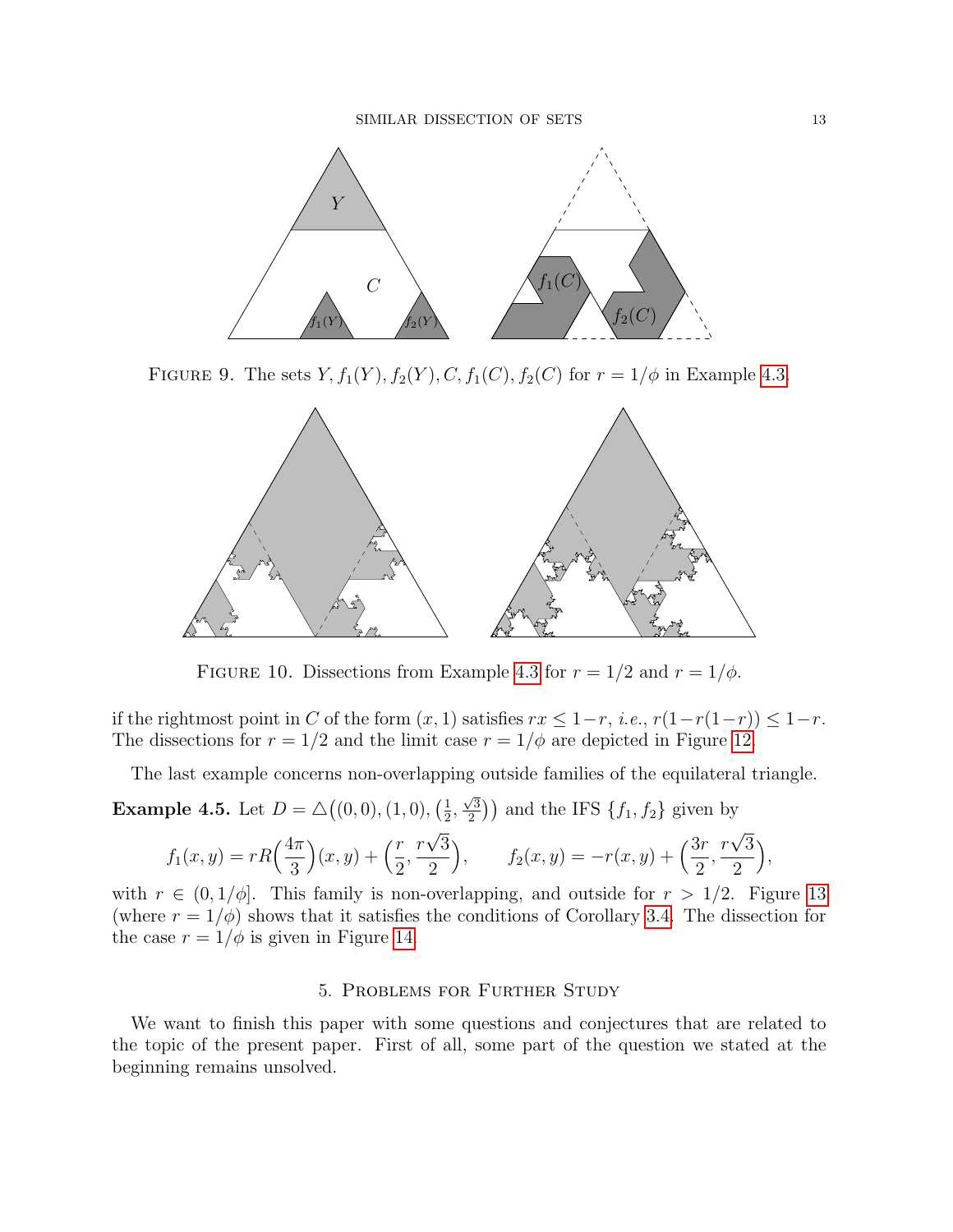FIGURE 9. The sets $Y, f_1(Y), f_2(Y), C, f_1(C), f_2(C)$ for $r = 1/\phi$ in Example 4.3.

FIGURE 10. Dissections from Example 4.3 for $r = 1/2$ and $r = 1/\phi$.

if the rightmost point in $C$ of the form $(x, 1)$ satisfies $rx \leq 1-r$, *i.e.*, $r(1-r(1-r)) \leq 1-r$. The dissections for $r = 1/2$ and the limit case $r = 1/\phi$ are depicted in Figure 12.

The last example concerns non-overlapping outside families of the equilateral triangle.

**Example 4.5.** Let $D = \triangle\big((0,0),(1,0),\big(\frac{1}{2},\frac{\sqrt{3}}{2}\big)\big)$ and the IFS $\{f_1, f_2\}$ given by

$$f_1(x,y) = rR\Big(\frac{4\pi}{3}\Big)(x,y) + \Big(\frac{r}{2}, \frac{r\sqrt{3}}{2}\Big), \qquad f_2(x,y) = -r(x,y) + \Big(\frac{3r}{2}, \frac{r\sqrt{3}}{2}\Big),$$

with $r \in (0, 1/\phi]$. This family is non-overlapping, and outside for $r > 1/2$. Figure 13 (where $r = 1/\phi$) shows that it satisfies the conditions of Corollary 3.4. The dissection for the case $r = 1/\phi$ is given in Figure 14.

## 5. Problems for Further Study

We want to finish this paper with some questions and conjectures that are related to the topic of the present paper. First of all, some part of the question we stated at the beginning remains unsolved.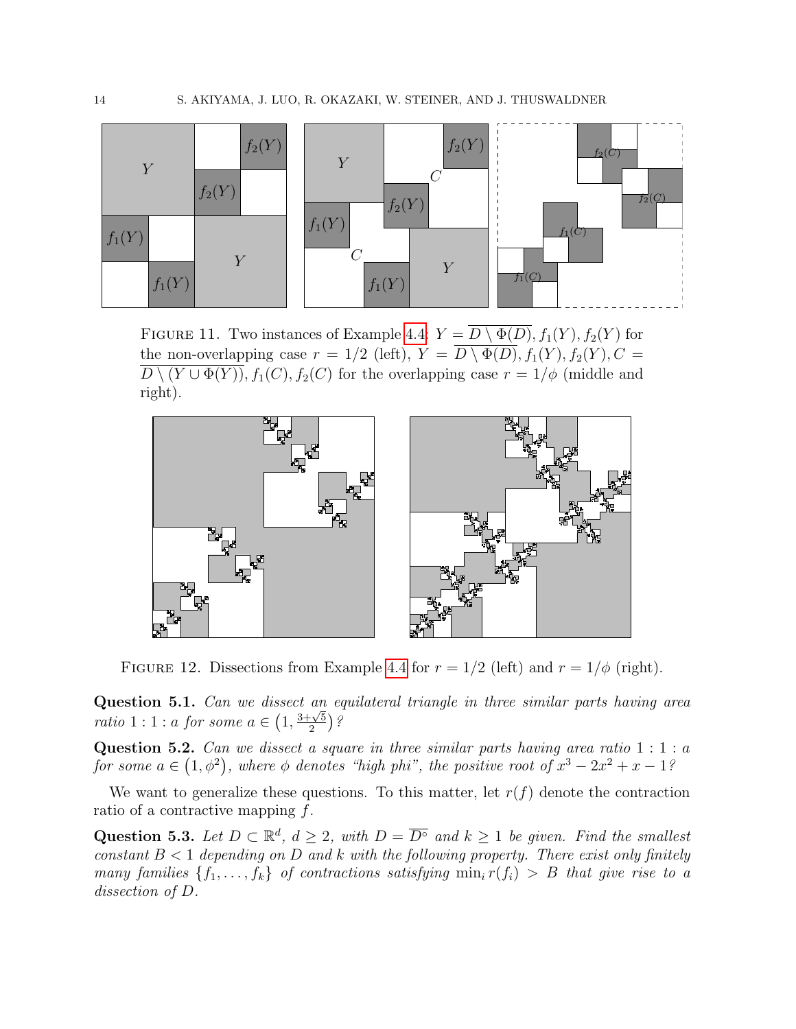FIGURE 11. Two instances of Example 4.4: $Y = \overline{D \setminus \Phi(D)}, f_1(Y), f_2(Y)$ for the non-overlapping case $r = 1/2$ (left), $Y = \overline{D \setminus \Phi(D)}, f_1(Y), f_2(Y), C = \overline{D \setminus (Y \cup \Phi(Y))}, f_1(C), f_2(C)$ for the overlapping case $r = 1/\phi$ (middle and right).

FIGURE 12. Dissections from Example 4.4 for $r = 1/2$ (left) and $r = 1/\phi$ (right).

**Question 5.1.** *Can we dissect an equilateral triangle in three similar parts having area ratio* $1 : 1 : a$ *for some* $a \in \left(1, \frac{3+\sqrt{5}}{2}\right)$*?*

**Question 5.2.** *Can we dissect a square in three similar parts having area ratio* $1 : 1 : a$ *for some* $a \in \left(1, \phi^2\right)$*, where* $\phi$ *denotes "high phi", the positive root of* $x^3 - 2x^2 + x - 1$*?*

We want to generalize these questions. To this matter, let $r(f)$ denote the contraction ratio of a contractive mapping $f$.

**Question 5.3.** *Let* $D \subset \mathbb{R}^d$*,* $d \geq 2$*, with* $D = \overline{D^\circ}$ *and* $k \geq 1$ *be given. Find the smallest constant* $B < 1$ *depending on* $D$ *and* $k$ *with the following property. There exist only finitely many families* $\{f_1, \ldots, f_k\}$ *of contractions satisfying* $\min_i r(f_i) > B$ *that give rise to a dissection of* $D$*.*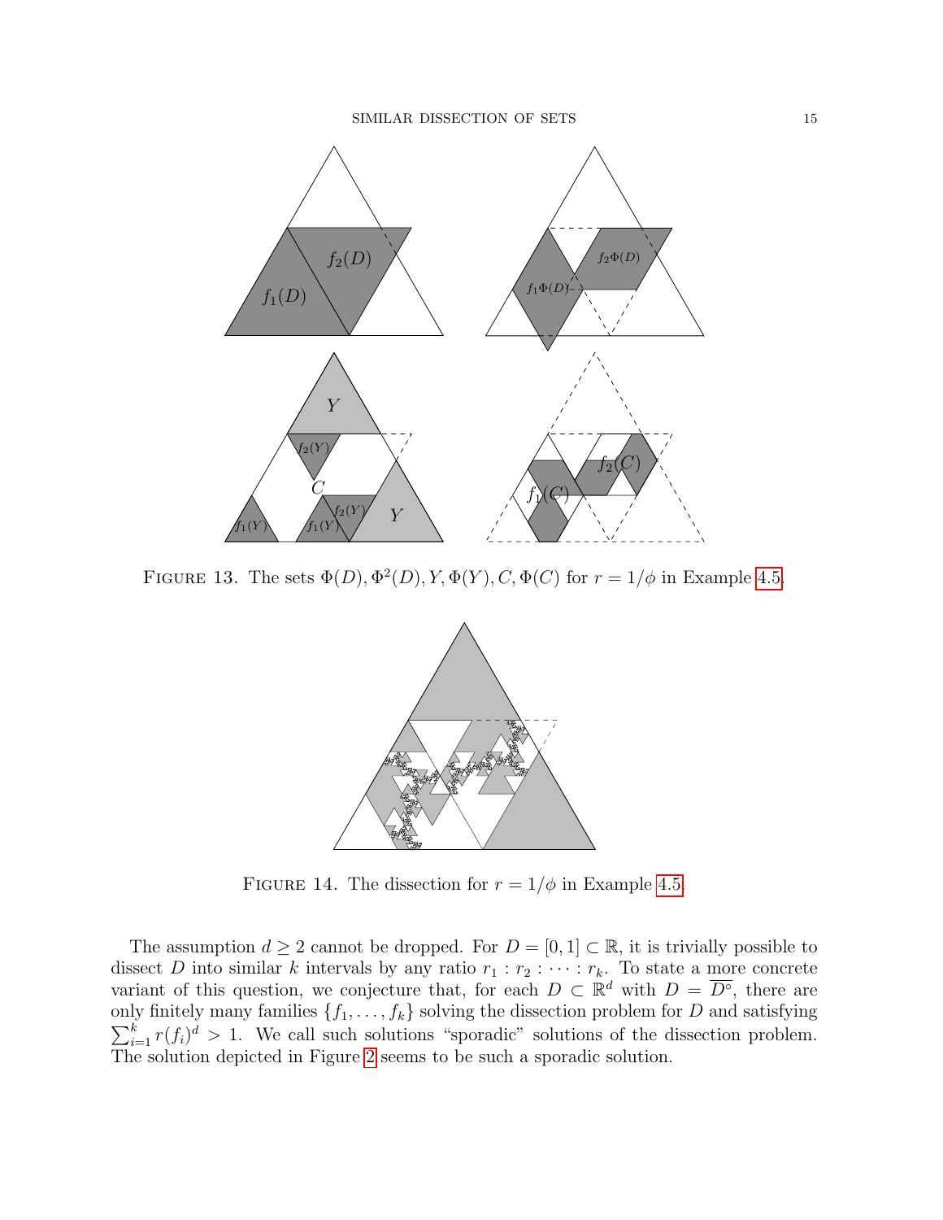FIGURE 13. The sets $\Phi(D), \Phi^2(D), Y, \Phi(Y), C, \Phi(C)$ for $r = 1/\phi$ in Example 4.5.

FIGURE 14. The dissection for $r = 1/\phi$ in Example 4.5.

The assumption $d \geq 2$ cannot be dropped. For $D = [0, 1] \subset \mathbb{R}$, it is trivially possible to dissect $D$ into similar $k$ intervals by any ratio $r_1 : r_2 : \cdots : r_k$. To state a more concrete variant of this question, we conjecture that, for each $D \subset \mathbb{R}^d$ with $D = \overline{D^\circ}$, there are only finitely many families $\{f_1, \ldots, f_k\}$ solving the dissection problem for $D$ and satisfying $\sum_{i=1}^{k} r(f_i)^d > 1$. We call such solutions "sporadic" solutions of the dissection problem. The solution depicted in Figure 2 seems to be such a sporadic solution.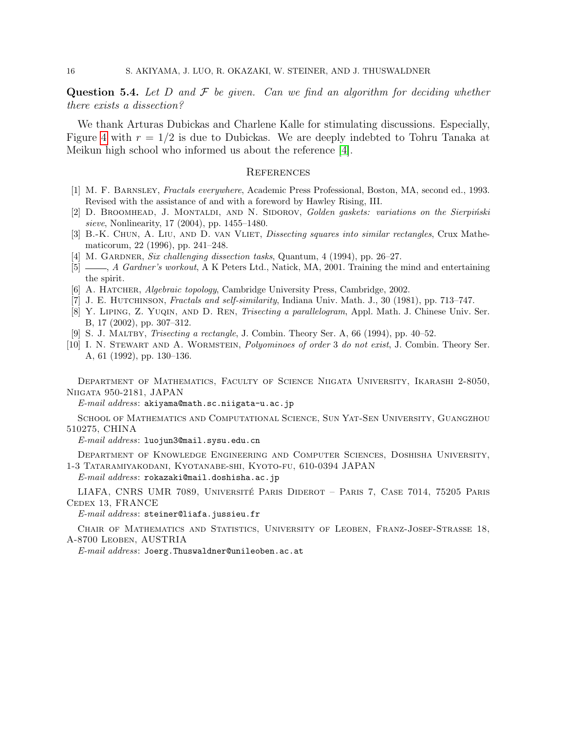**Question 5.4.** *Let $D$ and $\mathcal{F}$ be given. Can we find an algorithm for deciding whether there exists a dissection?*

We thank Arturas Dubickas and Charlene Kalle for stimulating discussions. Especially, Figure 4 with $r = 1/2$ is due to Dubickas. We are deeply indebted to Tohru Tanaka at Meikun high school who informed us about the reference [4].

## References

[1] M. F. Barnsley, *Fractals everywhere*, Academic Press Professional, Boston, MA, second ed., 1993. Revised with the assistance of and with a foreword by Hawley Rising, III.

[2] D. Broomhead, J. Montaldi, and N. Sidorov, *Golden gaskets: variations on the Sierpiński sieve*, Nonlinearity, 17 (2004), pp. 1455–1480.

[3] B.-K. Chun, A. Liu, and D. van Vliet, *Dissecting squares into similar rectangles*, Crux Mathematicorum, 22 (1996), pp. 241–248.

[4] M. Gardner, *Six challenging dissection tasks*, Quantum, 4 (1994), pp. 26–27.

[5] ———, *A Gardner's workout*, A K Peters Ltd., Natick, MA, 2001. Training the mind and entertaining the spirit.

[6] A. Hatcher, *Algebraic topology*, Cambridge University Press, Cambridge, 2002.

[7] J. E. Hutchinson, *Fractals and self-similarity*, Indiana Univ. Math. J., 30 (1981), pp. 713–747.

[8] Y. Liping, Z. Yuqin, and D. Ren, *Trisecting a parallelogram*, Appl. Math. J. Chinese Univ. Ser. B, 17 (2002), pp. 307–312.

[9] S. J. Maltby, *Trisecting a rectangle*, J. Combin. Theory Ser. A, 66 (1994), pp. 40–52.

[10] I. N. Stewart and A. Wormstein, *Polyominoes of order* 3 *do not exist*, J. Combin. Theory Ser. A, 61 (1992), pp. 130–136.

Department of Mathematics, Faculty of Science Niigata University, Ikarashi 2-8050, Niigata 950-2181, JAPAN

*E-mail address*: akiyama@math.sc.niigata-u.ac.jp

School of Mathematics and Computational Science, Sun Yat-Sen University, Guangzhou 510275, CHINA

*E-mail address*: luojun3@mail.sysu.edu.cn

Department of Knowledge Engineering and Computer Sciences, Doshisha University, 1-3 Tataramiyakodani, Kyotanabe-shi, Kyoto-fu, 610-0394 JAPAN

*E-mail address*: rokazaki@mail.doshisha.ac.jp

LIAFA, CNRS UMR 7089, Université Paris Diderot – Paris 7, Case 7014, 75205 Paris Cedex 13, FRANCE

*E-mail address*: steiner@liafa.jussieu.fr

Chair of Mathematics and Statistics, University of Leoben, Franz-Josef-Strasse 18, A-8700 Leoben, AUSTRIA

*E-mail address*: Joerg.Thuswaldner@unileoben.ac.at